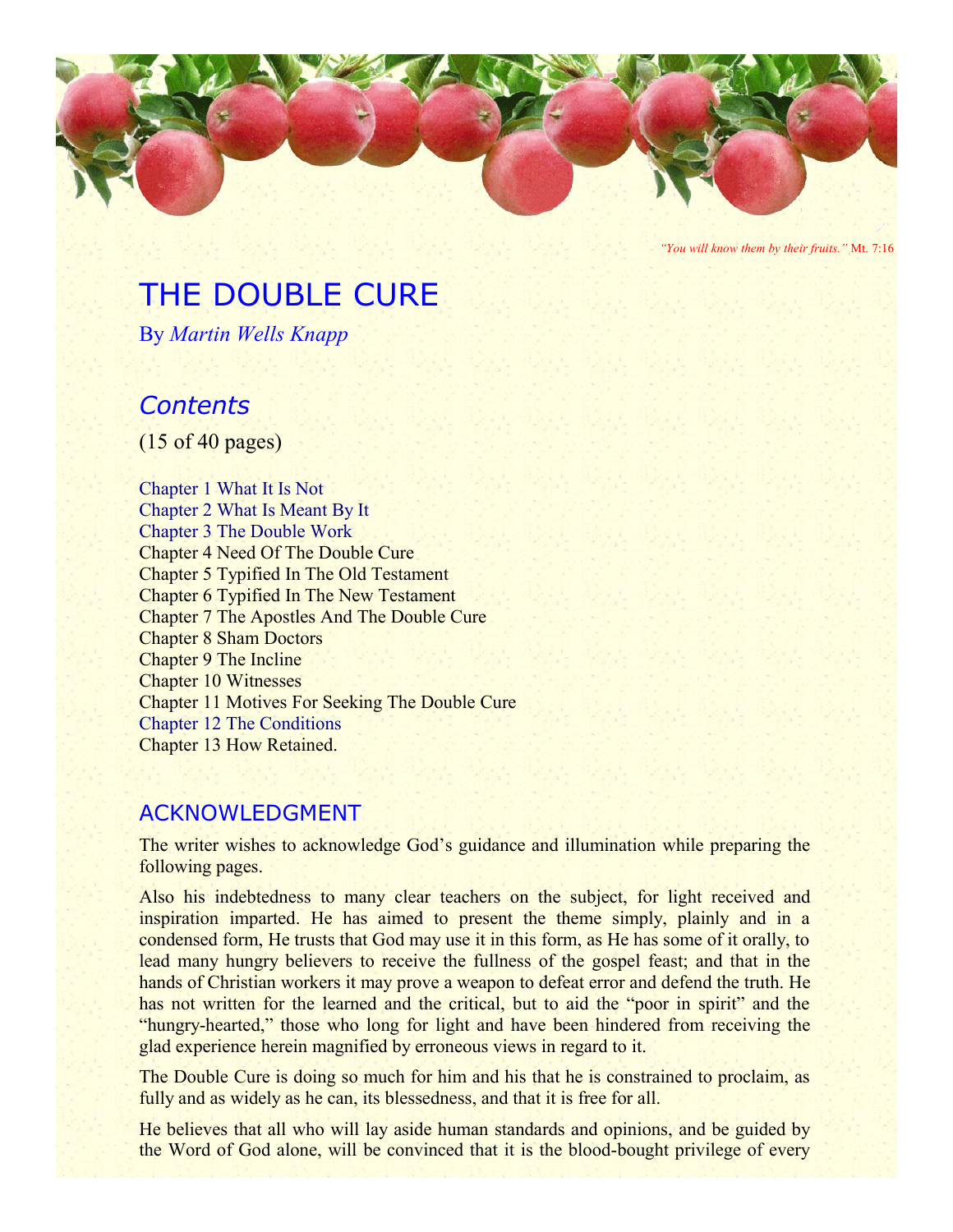*"You will know them by their fruits."* Mt. 7:16

# THE DOUBLE CURE

By *Martin Wells Knapp*

## *Contents*

(15 of 40 pages)

Chapter 1 What It Is Not
Chapter 2 What Is Meant By It
Chapter 3 The Double Work
Chapter 4 Need Of The Double Cure
Chapter 5 Typified In The Old Testament
Chapter 6 Typified In The New Testament
Chapter 7 The Apostles And The Double Cure
Chapter 8 Sham Doctors
Chapter 9 The Incline
Chapter 10 Witnesses
Chapter 11 Motives For Seeking The Double Cure
Chapter 12 The Conditions
Chapter 13 How Retained.

## ACKNOWLEDGMENT

The writer wishes to acknowledge God's guidance and illumination while preparing the following pages.

Also his indebtedness to many clear teachers on the subject, for light received and inspiration imparted. He has aimed to present the theme simply, plainly and in a condensed form, He trusts that God may use it in this form, as He has some of it orally, to lead many hungry believers to receive the fullness of the gospel feast; and that in the hands of Christian workers it may prove a weapon to defeat error and defend the truth. He has not written for the learned and the critical, but to aid the "poor in spirit" and the "hungry-hearted," those who long for light and have been hindered from receiving the glad experience herein magnified by erroneous views in regard to it.

The Double Cure is doing so much for him and his that he is constrained to proclaim, as fully and as widely as he can, its blessedness, and that it is free for all.

He believes that all who will lay aside human standards and opinions, and be guided by the Word of God alone, will be convinced that it is the blood-bought privilege of every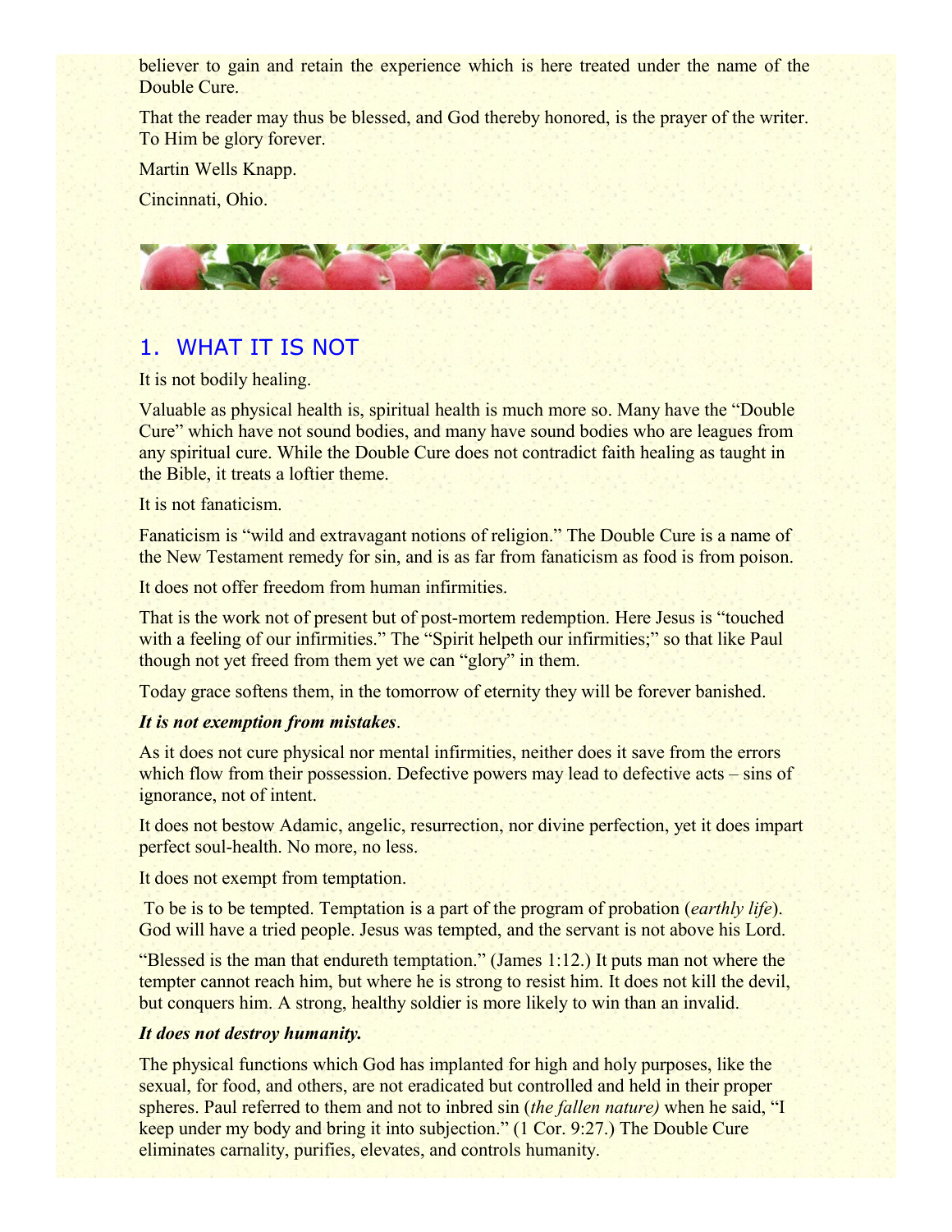believer to gain and retain the experience which is here treated under the name of the Double Cure.

That the reader may thus be blessed, and God thereby honored, is the prayer of the writer. To Him be glory forever.

Martin Wells Knapp.

Cincinnati, Ohio.

## 1. WHAT IT IS NOT

It is not bodily healing.

Valuable as physical health is, spiritual health is much more so. Many have the "Double Cure" which have not sound bodies, and many have sound bodies who are leagues from any spiritual cure. While the Double Cure does not contradict faith healing as taught in the Bible, it treats a loftier theme.

It is not fanaticism.

Fanaticism is "wild and extravagant notions of religion." The Double Cure is a name of the New Testament remedy for sin, and is as far from fanaticism as food is from poison.

It does not offer freedom from human infirmities.

That is the work not of present but of post-mortem redemption. Here Jesus is "touched with a feeling of our infirmities." The "Spirit helpeth our infirmities;" so that like Paul though not yet freed from them yet we can "glory" in them.

Today grace softens them, in the tomorrow of eternity they will be forever banished.

***It is not exemption from mistakes***.

As it does not cure physical nor mental infirmities, neither does it save from the errors which flow from their possession. Defective powers may lead to defective acts – sins of ignorance, not of intent.

It does not bestow Adamic, angelic, resurrection, nor divine perfection, yet it does impart perfect soul-health. No more, no less.

It does not exempt from temptation.

To be is to be tempted. Temptation is a part of the program of probation (*earthly life*). God will have a tried people. Jesus was tempted, and the servant is not above his Lord.

"Blessed is the man that endureth temptation." (James 1:12.) It puts man not where the tempter cannot reach him, but where he is strong to resist him. It does not kill the devil, but conquers him. A strong, healthy soldier is more likely to win than an invalid.

***It does not destroy humanity.***

The physical functions which God has implanted for high and holy purposes, like the sexual, for food, and others, are not eradicated but controlled and held in their proper spheres. Paul referred to them and not to inbred sin (*the fallen nature)* when he said, "I keep under my body and bring it into subjection." (1 Cor. 9:27.) The Double Cure eliminates carnality, purifies, elevates, and controls humanity.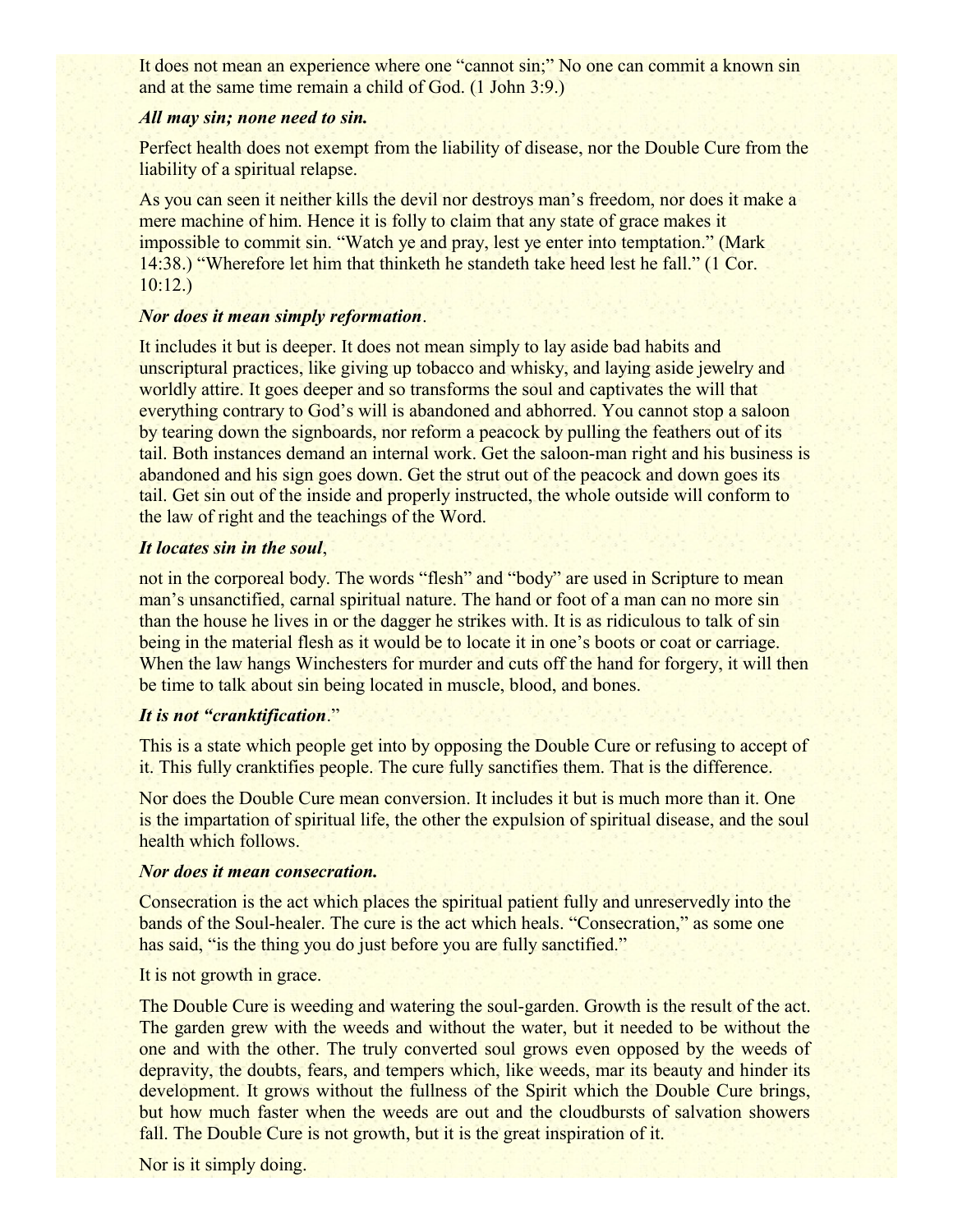It does not mean an experience where one "cannot sin;" No one can commit a known sin and at the same time remain a child of God. (1 John 3:9.)

***All may sin; none need to sin.***

Perfect health does not exempt from the liability of disease, nor the Double Cure from the liability of a spiritual relapse.

As you can seen it neither kills the devil nor destroys man's freedom, nor does it make a mere machine of him. Hence it is folly to claim that any state of grace makes it impossible to commit sin. "Watch ye and pray, lest ye enter into temptation." (Mark 14:38.) "Wherefore let him that thinketh he standeth take heed lest he fall." (1 Cor. 10:12.)

***Nor does it mean simply reformation***.

It includes it but is deeper. It does not mean simply to lay aside bad habits and unscriptural practices, like giving up tobacco and whisky, and laying aside jewelry and worldly attire. It goes deeper and so transforms the soul and captivates the will that everything contrary to God's will is abandoned and abhorred. You cannot stop a saloon by tearing down the signboards, nor reform a peacock by pulling the feathers out of its tail. Both instances demand an internal work. Get the saloon-man right and his business is abandoned and his sign goes down. Get the strut out of the peacock and down goes its tail. Get sin out of the inside and properly instructed, the whole outside will conform to the law of right and the teachings of the Word.

***It locates sin in the soul***,

not in the corporeal body. The words "flesh" and "body" are used in Scripture to mean man's unsanctified, carnal spiritual nature. The hand or foot of a man can no more sin than the house he lives in or the dagger he strikes with. It is as ridiculous to talk of sin being in the material flesh as it would be to locate it in one's boots or coat or carriage. When the law hangs Winchesters for murder and cuts off the hand for forgery, it will then be time to talk about sin being located in muscle, blood, and bones.

***It is not "cranktification***."

This is a state which people get into by opposing the Double Cure or refusing to accept of it. This fully cranktifies people. The cure fully sanctifies them. That is the difference.

Nor does the Double Cure mean conversion. It includes it but is much more than it. One is the impartation of spiritual life, the other the expulsion of spiritual disease, and the soul health which follows.

***Nor does it mean consecration.***

Consecration is the act which places the spiritual patient fully and unreservedly into the bands of the Soul-healer. The cure is the act which heals. "Consecration," as some one has said, "is the thing you do just before you are fully sanctified."

It is not growth in grace.

The Double Cure is weeding and watering the soul-garden. Growth is the result of the act. The garden grew with the weeds and without the water, but it needed to be without the one and with the other. The truly converted soul grows even opposed by the weeds of depravity, the doubts, fears, and tempers which, like weeds, mar its beauty and hinder its development. It grows without the fullness of the Spirit which the Double Cure brings, but how much faster when the weeds are out and the cloudbursts of salvation showers fall. The Double Cure is not growth, but it is the great inspiration of it.

Nor is it simply doing.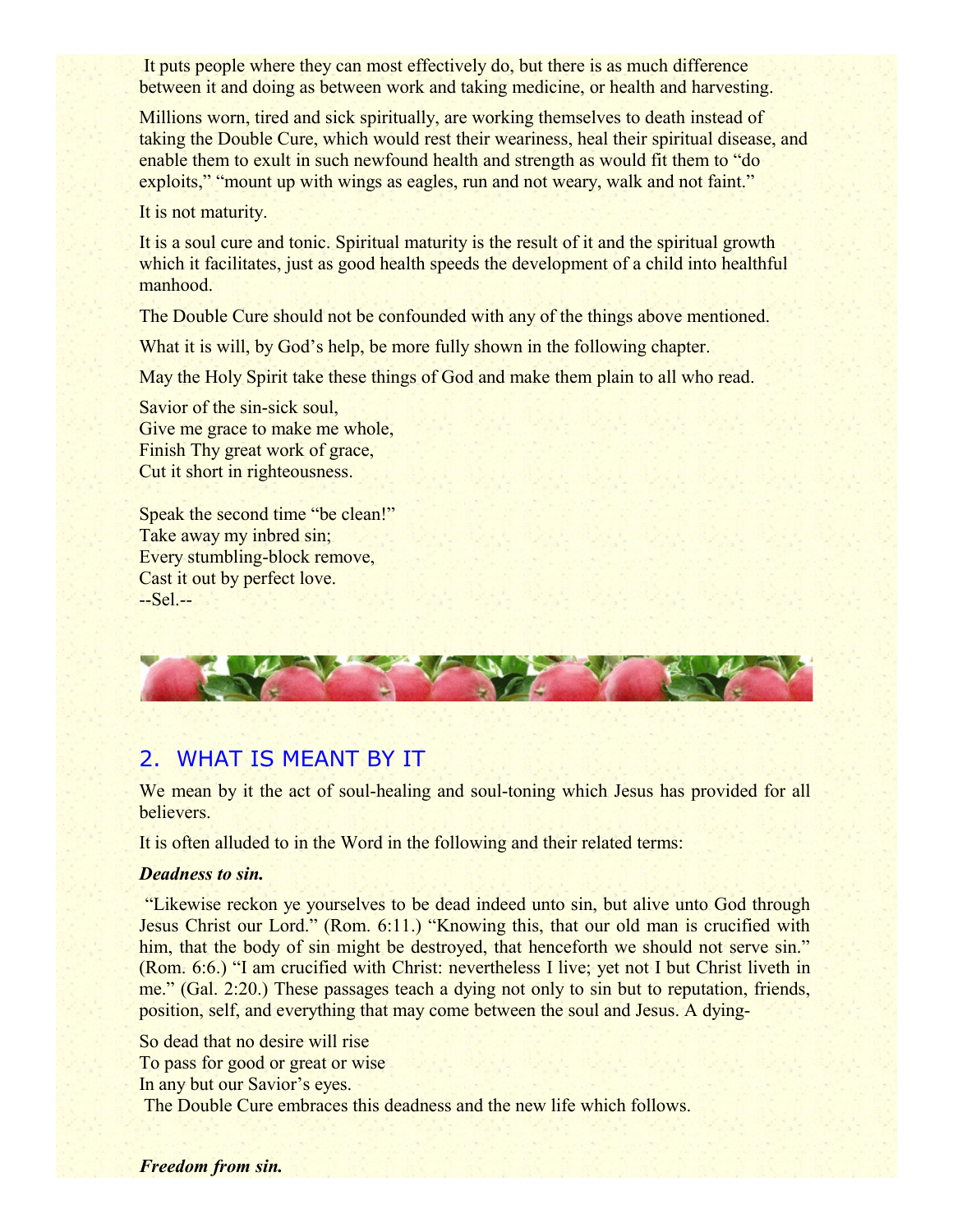It puts people where they can most effectively do, but there is as much difference between it and doing as between work and taking medicine, or health and harvesting.

Millions worn, tired and sick spiritually, are working themselves to death instead of taking the Double Cure, which would rest their weariness, heal their spiritual disease, and enable them to exult in such newfound health and strength as would fit them to "do exploits," "mount up with wings as eagles, run and not weary, walk and not faint."

It is not maturity.

It is a soul cure and tonic. Spiritual maturity is the result of it and the spiritual growth which it facilitates, just as good health speeds the development of a child into healthful manhood.

The Double Cure should not be confounded with any of the things above mentioned.

What it is will, by God's help, be more fully shown in the following chapter.

May the Holy Spirit take these things of God and make them plain to all who read.

Savior of the sin-sick soul,
Give me grace to make me whole,
Finish Thy great work of grace,
Cut it short in righteousness.

Speak the second time "be clean!"
Take away my inbred sin;
Every stumbling-block remove,
Cast it out by perfect love.
--Sel.--

## 2. WHAT IS MEANT BY IT

We mean by it the act of soul-healing and soul-toning which Jesus has provided for all believers.

It is often alluded to in the Word in the following and their related terms:

***Deadness to sin.***

"Likewise reckon ye yourselves to be dead indeed unto sin, but alive unto God through Jesus Christ our Lord." (Rom. 6:11.) "Knowing this, that our old man is crucified with him, that the body of sin might be destroyed, that henceforth we should not serve sin." (Rom. 6:6.) "I am crucified with Christ: nevertheless I live; yet not I but Christ liveth in me." (Gal. 2:20.) These passages teach a dying not only to sin but to reputation, friends, position, self, and everything that may come between the soul and Jesus. A dying-

So dead that no desire will rise
To pass for good or great or wise
In any but our Savior's eyes.

The Double Cure embraces this deadness and the new life which follows.

***Freedom from sin.***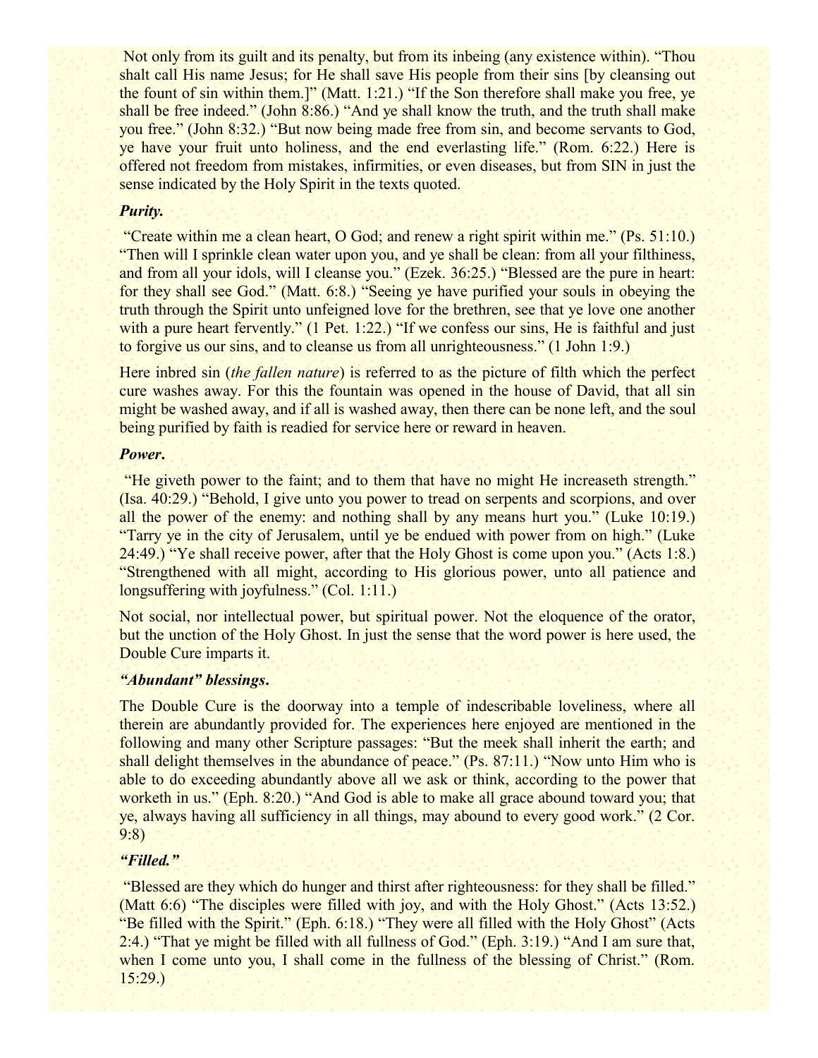Not only from its guilt and its penalty, but from its inbeing (any existence within). "Thou shalt call His name Jesus; for He shall save His people from their sins [by cleansing out the fount of sin within them.]" (Matt. 1:21.) "If the Son therefore shall make you free, ye shall be free indeed." (John 8:86.) "And ye shall know the truth, and the truth shall make you free." (John 8:32.) "But now being made free from sin, and become servants to God, ye have your fruit unto holiness, and the end everlasting life." (Rom. 6:22.) Here is offered not freedom from mistakes, infirmities, or even diseases, but from SIN in just the sense indicated by the Holy Spirit in the texts quoted.

***Purity.***

"Create within me a clean heart, O God; and renew a right spirit within me." (Ps. 51:10.) "Then will I sprinkle clean water upon you, and ye shall be clean: from all your filthiness, and from all your idols, will I cleanse you." (Ezek. 36:25.) "Blessed are the pure in heart: for they shall see God." (Matt. 6:8.) "Seeing ye have purified your souls in obeying the truth through the Spirit unto unfeigned love for the brethren, see that ye love one another with a pure heart fervently." (1 Pet. 1:22.) "If we confess our sins, He is faithful and just to forgive us our sins, and to cleanse us from all unrighteousness." (1 John 1:9.)

Here inbred sin (*the fallen nature*) is referred to as the picture of filth which the perfect cure washes away. For this the fountain was opened in the house of David, that all sin might be washed away, and if all is washed away, then there can be none left, and the soul being purified by faith is readied for service here or reward in heaven.

***Power.***

"He giveth power to the faint; and to them that have no might He increaseth strength." (Isa. 40:29.) "Behold, I give unto you power to tread on serpents and scorpions, and over all the power of the enemy: and nothing shall by any means hurt you." (Luke 10:19.) "Tarry ye in the city of Jerusalem, until ye be endued with power from on high." (Luke 24:49.) "Ye shall receive power, after that the Holy Ghost is come upon you." (Acts 1:8.) "Strengthened with all might, according to His glorious power, unto all patience and longsuffering with joyfulness." (Col. 1:11.)

Not social, nor intellectual power, but spiritual power. Not the eloquence of the orator, but the unction of the Holy Ghost. In just the sense that the word power is here used, the Double Cure imparts it.

***"Abundant" blessings.***

The Double Cure is the doorway into a temple of indescribable loveliness, where all therein are abundantly provided for. The experiences here enjoyed are mentioned in the following and many other Scripture passages: "But the meek shall inherit the earth; and shall delight themselves in the abundance of peace." (Ps. 87:11.) "Now unto Him who is able to do exceeding abundantly above all we ask or think, according to the power that worketh in us." (Eph. 8:20.) "And God is able to make all grace abound toward you; that ye, always having all sufficiency in all things, may abound to every good work." (2 Cor. 9:8)

***"Filled."***

"Blessed are they which do hunger and thirst after righteousness: for they shall be filled." (Matt 6:6) "The disciples were filled with joy, and with the Holy Ghost." (Acts 13:52.) "Be filled with the Spirit." (Eph. 6:18.) "They were all filled with the Holy Ghost" (Acts 2:4.) "That ye might be filled with all fullness of God." (Eph. 3:19.) "And I am sure that, when I come unto you, I shall come in the fullness of the blessing of Christ." (Rom. 15:29.)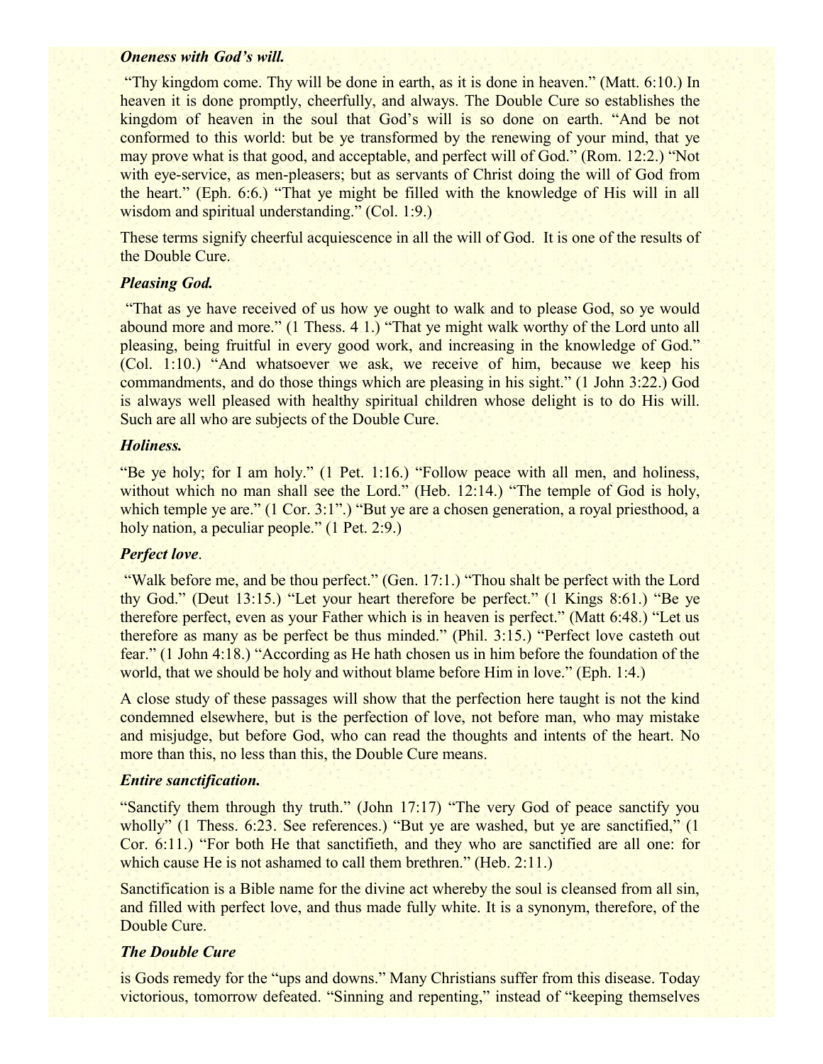***Oneness with God's will.***

"Thy kingdom come. Thy will be done in earth, as it is done in heaven." (Matt. 6:10.) In heaven it is done promptly, cheerfully, and always. The Double Cure so establishes the kingdom of heaven in the soul that God's will is so done on earth. "And be not conformed to this world: but be ye transformed by the renewing of your mind, that ye may prove what is that good, and acceptable, and perfect will of God." (Rom. 12:2.) "Not with eye-service, as men-pleasers; but as servants of Christ doing the will of God from the heart." (Eph. 6:6.) "That ye might be filled with the knowledge of His will in all wisdom and spiritual understanding." (Col. 1:9.)

These terms signify cheerful acquiescence in all the will of God. It is one of the results of the Double Cure.

***Pleasing God.***

"That as ye have received of us how ye ought to walk and to please God, so ye would abound more and more." (1 Thess. 4 1.) "That ye might walk worthy of the Lord unto all pleasing, being fruitful in every good work, and increasing in the knowledge of God." (Col. 1:10.) "And whatsoever we ask, we receive of him, because we keep his commandments, and do those things which are pleasing in his sight." (1 John 3:22.) God is always well pleased with healthy spiritual children whose delight is to do His will. Such are all who are subjects of the Double Cure.

***Holiness.***

"Be ye holy; for I am holy." (1 Pet. 1:16.) "Follow peace with all men, and holiness, without which no man shall see the Lord." (Heb. 12:14.) "The temple of God is holy, which temple ye are." (1 Cor. 3:1".) "But ye are a chosen generation, a royal priesthood, a holy nation, a peculiar people." (1 Pet. 2:9.)

***Perfect love.***

"Walk before me, and be thou perfect." (Gen. 17:1.) "Thou shalt be perfect with the Lord thy God." (Deut 13:15.) "Let your heart therefore be perfect." (1 Kings 8:61.) "Be ye therefore perfect, even as your Father which is in heaven is perfect." (Matt 6:48.) "Let us therefore as many as be perfect be thus minded." (Phil. 3:15.) "Perfect love casteth out fear." (1 John 4:18.) "According as He hath chosen us in him before the foundation of the world, that we should be holy and without blame before Him in love." (Eph. 1:4.)

A close study of these passages will show that the perfection here taught is not the kind condemned elsewhere, but is the perfection of love, not before man, who may mistake and misjudge, but before God, who can read the thoughts and intents of the heart. No more than this, no less than this, the Double Cure means.

***Entire sanctification.***

"Sanctify them through thy truth." (John 17:17) "The very God of peace sanctify you wholly" (1 Thess. 6:23. See references.) "But ye are washed, but ye are sanctified," (1 Cor. 6:11.) "For both He that sanctifieth, and they who are sanctified are all one: for which cause He is not ashamed to call them brethren." (Heb. 2:11.)

Sanctification is a Bible name for the divine act whereby the soul is cleansed from all sin, and filled with perfect love, and thus made fully white. It is a synonym, therefore, of the Double Cure.

***The Double Cure***

is Gods remedy for the "ups and downs." Many Christians suffer from this disease. Today victorious, tomorrow defeated. "Sinning and repenting," instead of "keeping themselves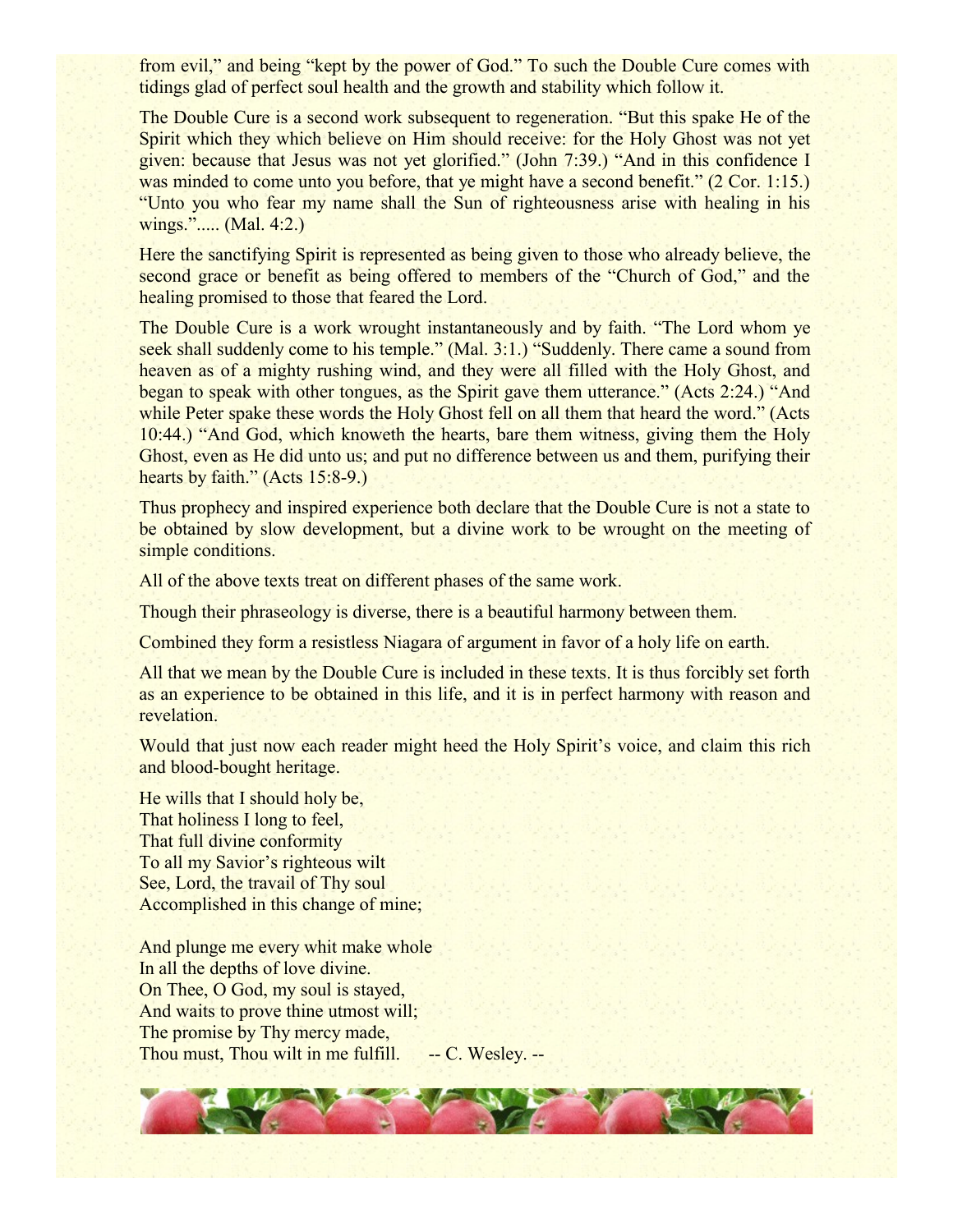from evil," and being "kept by the power of God." To such the Double Cure comes with tidings glad of perfect soul health and the growth and stability which follow it.

The Double Cure is a second work subsequent to regeneration. "But this spake He of the Spirit which they which believe on Him should receive: for the Holy Ghost was not yet given: because that Jesus was not yet glorified." (John 7:39.) "And in this confidence I was minded to come unto you before, that ye might have a second benefit." (2 Cor. 1:15.) "Unto you who fear my name shall the Sun of righteousness arise with healing in his wings."..... (Mal. 4:2.)

Here the sanctifying Spirit is represented as being given to those who already believe, the second grace or benefit as being offered to members of the "Church of God," and the healing promised to those that feared the Lord.

The Double Cure is a work wrought instantaneously and by faith. "The Lord whom ye seek shall suddenly come to his temple." (Mal. 3:1.) "Suddenly. There came a sound from heaven as of a mighty rushing wind, and they were all filled with the Holy Ghost, and began to speak with other tongues, as the Spirit gave them utterance." (Acts 2:24.) "And while Peter spake these words the Holy Ghost fell on all them that heard the word." (Acts 10:44.) "And God, which knoweth the hearts, bare them witness, giving them the Holy Ghost, even as He did unto us; and put no difference between us and them, purifying their hearts by faith." (Acts 15:8-9.)

Thus prophecy and inspired experience both declare that the Double Cure is not a state to be obtained by slow development, but a divine work to be wrought on the meeting of simple conditions.

All of the above texts treat on different phases of the same work.

Though their phraseology is diverse, there is a beautiful harmony between them.

Combined they form a resistless Niagara of argument in favor of a holy life on earth.

All that we mean by the Double Cure is included in these texts. It is thus forcibly set forth as an experience to be obtained in this life, and it is in perfect harmony with reason and revelation.

Would that just now each reader might heed the Holy Spirit's voice, and claim this rich and blood-bought heritage.

He wills that I should holy be,  
That holiness I long to feel,  
That full divine conformity  
To all my Savior's righteous wilt  
See, Lord, the travail of Thy soul  
Accomplished in this change of mine;

And plunge me every whit make whole  
In all the depths of love divine.  
On Thee, O God, my soul is stayed,  
And waits to prove thine utmost will;  
The promise by Thy mercy made,  
Thou must, Thou wilt in me fulfill. -- C. Wesley. --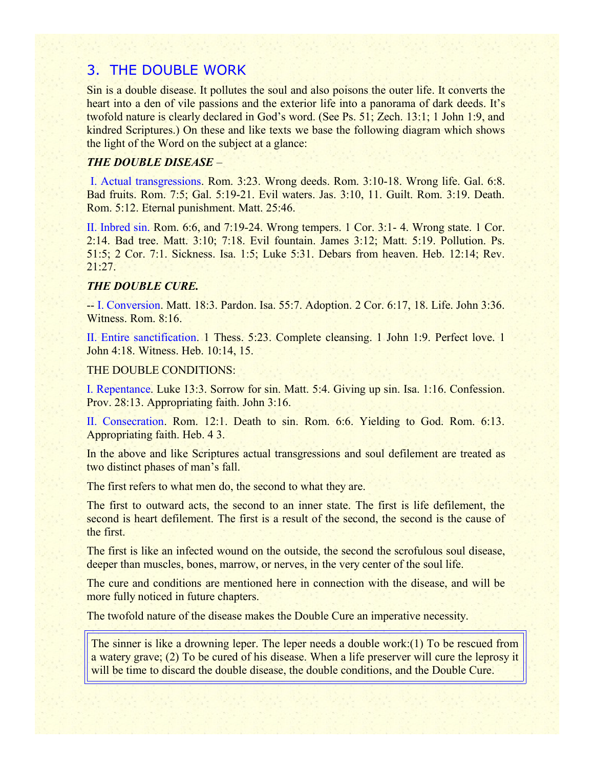## 3. THE DOUBLE WORK

Sin is a double disease. It pollutes the soul and also poisons the outer life. It converts the heart into a den of vile passions and the exterior life into a panorama of dark deeds. It's twofold nature is clearly declared in God's word. (See Ps. 51; Zech. 13:1; 1 John 1:9, and kindred Scriptures.) On these and like texts we base the following diagram which shows the light of the Word on the subject at a glance:

***THE DOUBLE DISEASE*** –

I. Actual transgressions. Rom. 3:23. Wrong deeds. Rom. 3:10-18. Wrong life. Gal. 6:8. Bad fruits. Rom. 7:5; Gal. 5:19-21. Evil waters. Jas. 3:10, 11. Guilt. Rom. 3:19. Death. Rom. 5:12. Eternal punishment. Matt. 25:46.

II. Inbred sin. Rom. 6:6, and 7:19-24. Wrong tempers. 1 Cor. 3:1- 4. Wrong state. 1 Cor. 2:14. Bad tree. Matt. 3:10; 7:18. Evil fountain. James 3:12; Matt. 5:19. Pollution. Ps. 51:5; 2 Cor. 7:1. Sickness. Isa. 1:5; Luke 5:31. Debars from heaven. Heb. 12:14; Rev. 21:27.

***THE DOUBLE CURE.***

-- I. Conversion. Matt. 18:3. Pardon. Isa. 55:7. Adoption. 2 Cor. 6:17, 18. Life. John 3:36. Witness. Rom. 8:16.

II. Entire sanctification. 1 Thess. 5:23. Complete cleansing. 1 John 1:9. Perfect love. 1 John 4:18. Witness. Heb. 10:14, 15.

THE DOUBLE CONDITIONS:

I. Repentance. Luke 13:3. Sorrow for sin. Matt. 5:4. Giving up sin. Isa. 1:16. Confession. Prov. 28:13. Appropriating faith. John 3:16.

II. Consecration. Rom. 12:1. Death to sin. Rom. 6:6. Yielding to God. Rom. 6:13. Appropriating faith. Heb. 4 3.

In the above and like Scriptures actual transgressions and soul defilement are treated as two distinct phases of man's fall.

The first refers to what men do, the second to what they are.

The first to outward acts, the second to an inner state. The first is life defilement, the second is heart defilement. The first is a result of the second, the second is the cause of the first.

The first is like an infected wound on the outside, the second the scrofulous soul disease, deeper than muscles, bones, marrow, or nerves, in the very center of the soul life.

The cure and conditions are mentioned here in connection with the disease, and will be more fully noticed in future chapters.

The twofold nature of the disease makes the Double Cure an imperative necessity.

> The sinner is like a drowning leper. The leper needs a double work:(1) To be rescued from a watery grave; (2) To be cured of his disease. When a life preserver will cure the leprosy it will be time to discard the double disease, the double conditions, and the Double Cure.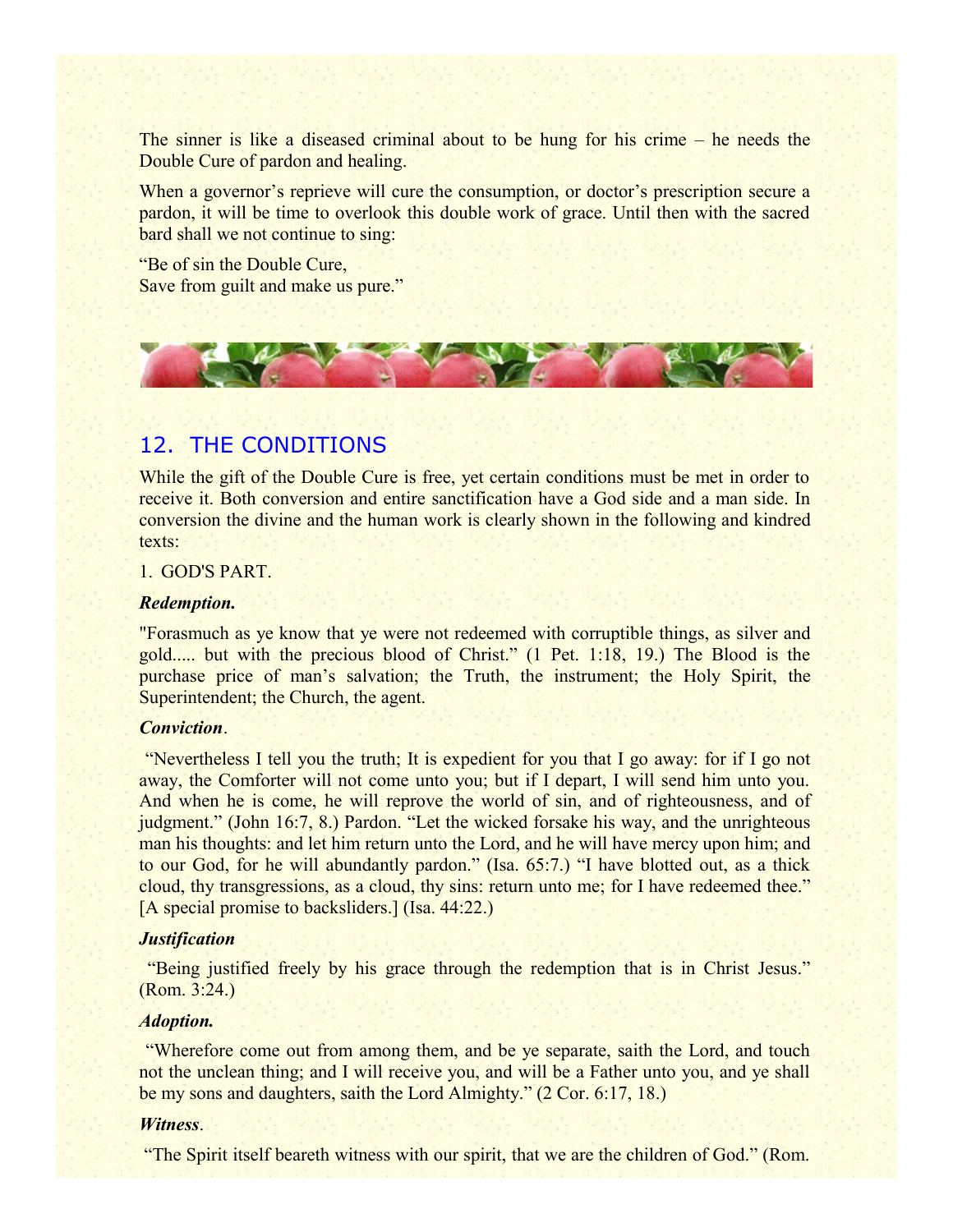The sinner is like a diseased criminal about to be hung for his crime – he needs the Double Cure of pardon and healing.

When a governor's reprieve will cure the consumption, or doctor's prescription secure a pardon, it will be time to overlook this double work of grace. Until then with the sacred bard shall we not continue to sing:

"Be of sin the Double Cure,
Save from guilt and make us pure."

## 12. THE CONDITIONS

While the gift of the Double Cure is free, yet certain conditions must be met in order to receive it. Both conversion and entire sanctification have a God side and a man side. In conversion the divine and the human work is clearly shown in the following and kindred texts:

1. GOD'S PART.

***Redemption.***

"Forasmuch as ye know that ye were not redeemed with corruptible things, as silver and gold..... but with the precious blood of Christ." (1 Pet. 1:18, 19.) The Blood is the purchase price of man's salvation; the Truth, the instrument; the Holy Spirit, the Superintendent; the Church, the agent.

***Conviction***.

"Nevertheless I tell you the truth; It is expedient for you that I go away: for if I go not away, the Comforter will not come unto you; but if I depart, I will send him unto you. And when he is come, he will reprove the world of sin, and of righteousness, and of judgment." (John 16:7, 8.) Pardon. "Let the wicked forsake his way, and the unrighteous man his thoughts: and let him return unto the Lord, and he will have mercy upon him; and to our God, for he will abundantly pardon." (Isa. 65:7.) "I have blotted out, as a thick cloud, thy transgressions, as a cloud, thy sins: return unto me; for I have redeemed thee." [A special promise to backsliders.] (Isa. 44:22.)

***Justification***

"Being justified freely by his grace through the redemption that is in Christ Jesus." (Rom. 3:24.)

***Adoption.***

"Wherefore come out from among them, and be ye separate, saith the Lord, and touch not the unclean thing; and I will receive you, and will be a Father unto you, and ye shall be my sons and daughters, saith the Lord Almighty." (2 Cor. 6:17, 18.)

***Witness***.

"The Spirit itself beareth witness with our spirit, that we are the children of God." (Rom.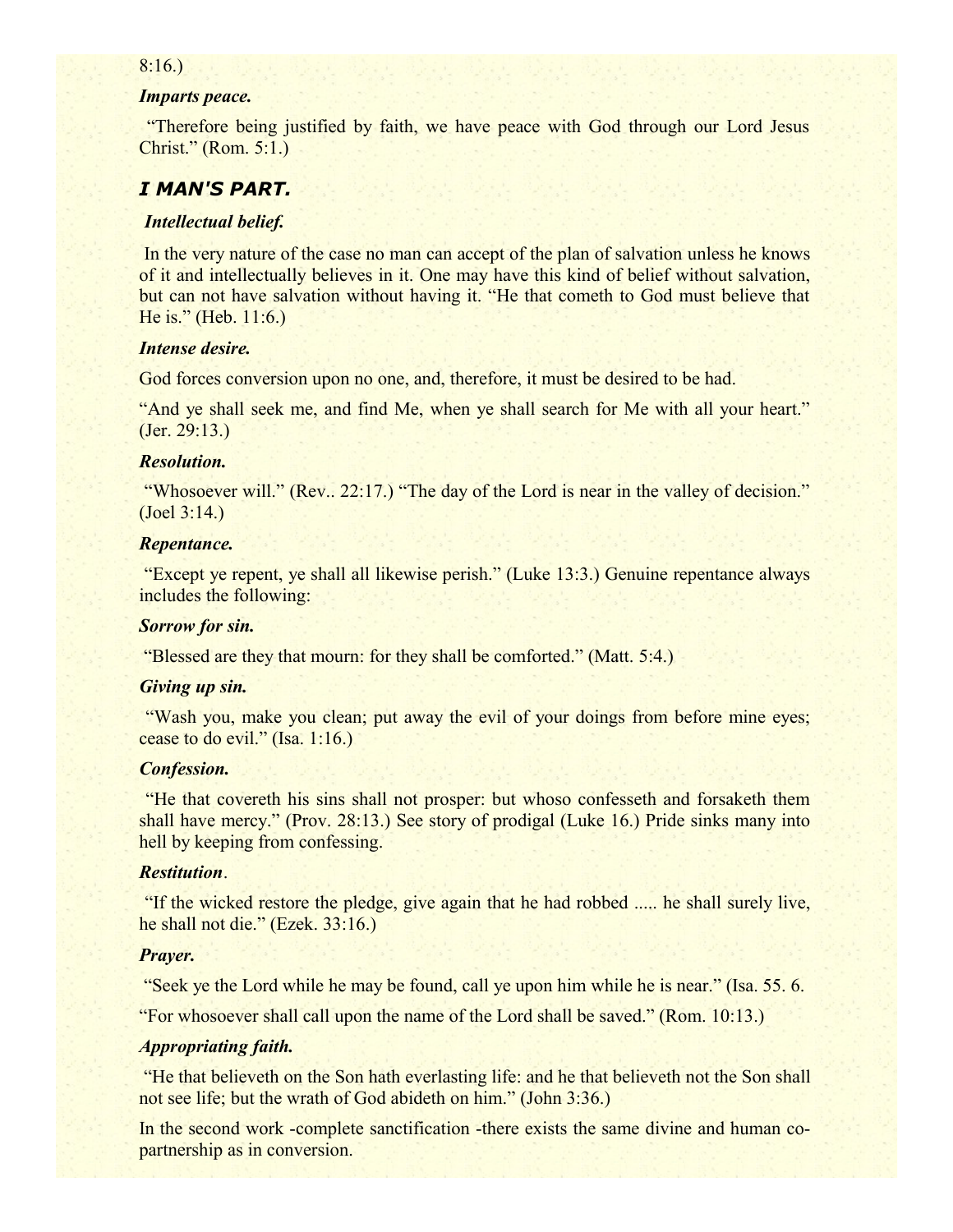8:16.)

***Imparts peace.***

"Therefore being justified by faith, we have peace with God through our Lord Jesus Christ." (Rom. 5:1.)

## *I MAN'S PART.*

***Intellectual belief.***

In the very nature of the case no man can accept of the plan of salvation unless he knows of it and intellectually believes in it. One may have this kind of belief without salvation, but can not have salvation without having it. "He that cometh to God must believe that He is." (Heb. 11:6.)

***Intense desire.***

God forces conversion upon no one, and, therefore, it must be desired to be had.

"And ye shall seek me, and find Me, when ye shall search for Me with all your heart." (Jer. 29:13.)

***Resolution.***

"Whosoever will." (Rev.. 22:17.) "The day of the Lord is near in the valley of decision." (Joel 3:14.)

***Repentance.***

"Except ye repent, ye shall all likewise perish." (Luke 13:3.) Genuine repentance always includes the following:

***Sorrow for sin.***

"Blessed are they that mourn: for they shall be comforted." (Matt. 5:4.)

***Giving up sin.***

"Wash you, make you clean; put away the evil of your doings from before mine eyes; cease to do evil." (Isa. 1:16.)

***Confession.***

"He that covereth his sins shall not prosper: but whoso confesseth and forsaketh them shall have mercy." (Prov. 28:13.) See story of prodigal (Luke 16.) Pride sinks many into hell by keeping from confessing.

***Restitution***.

"If the wicked restore the pledge, give again that he had robbed ..... he shall surely live, he shall not die." (Ezek. 33:16.)

***Prayer.***

"Seek ye the Lord while he may be found, call ye upon him while he is near." (Isa. 55. 6.

"For whosoever shall call upon the name of the Lord shall be saved." (Rom. 10:13.)

***Appropriating faith.***

"He that believeth on the Son hath everlasting life: and he that believeth not the Son shall not see life; but the wrath of God abideth on him." (John 3:36.)

In the second work -complete sanctification -there exists the same divine and human co-partnership as in conversion.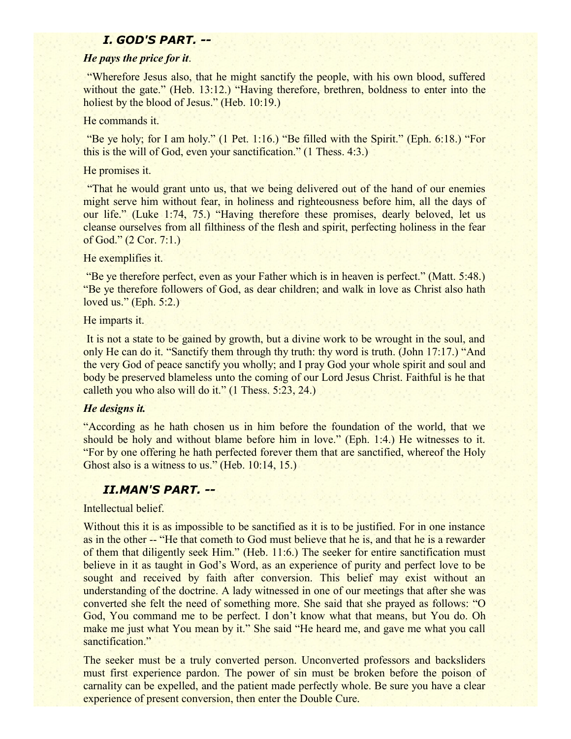### *I. GOD'S PART. --*

***He pays the price for it*.**

"Wherefore Jesus also, that he might sanctify the people, with his own blood, suffered without the gate." (Heb. 13:12.) "Having therefore, brethren, boldness to enter into the holiest by the blood of Jesus." (Heb. 10:19.)

He commands it.

"Be ye holy; for I am holy." (1 Pet. 1:16.) "Be filled with the Spirit." (Eph. 6:18.) "For this is the will of God, even your sanctification." (1 Thess. 4:3.)

He promises it.

"That he would grant unto us, that we being delivered out of the hand of our enemies might serve him without fear, in holiness and righteousness before him, all the days of our life." (Luke 1:74, 75.) "Having therefore these promises, dearly beloved, let us cleanse ourselves from all filthiness of the flesh and spirit, perfecting holiness in the fear of God." (2 Cor. 7:1.)

He exemplifies it.

"Be ye therefore perfect, even as your Father which is in heaven is perfect." (Matt. 5:48.) "Be ye therefore followers of God, as dear children; and walk in love as Christ also hath loved us." (Eph. 5:2.)

He imparts it.

It is not a state to be gained by growth, but a divine work to be wrought in the soul, and only He can do it. "Sanctify them through thy truth: thy word is truth. (John 17:17.) "And the very God of peace sanctify you wholly; and I pray God your whole spirit and soul and body be preserved blameless unto the coming of our Lord Jesus Christ. Faithful is he that calleth you who also will do it." (1 Thess. 5:23, 24.)

***He designs it.***

"According as he hath chosen us in him before the foundation of the world, that we should be holy and without blame before him in love." (Eph. 1:4.) He witnesses to it. "For by one offering he hath perfected forever them that are sanctified, whereof the Holy Ghost also is a witness to us." (Heb. 10:14, 15.)

### *II.MAN'S PART. --*

Intellectual belief.

Without this it is as impossible to be sanctified as it is to be justified. For in one instance as in the other -- "He that cometh to God must believe that he is, and that he is a rewarder of them that diligently seek Him." (Heb. 11:6.) The seeker for entire sanctification must believe in it as taught in God's Word, as an experience of purity and perfect love to be sought and received by faith after conversion. This belief may exist without an understanding of the doctrine. A lady witnessed in one of our meetings that after she was converted she felt the need of something more. She said that she prayed as follows: "O God, You command me to be perfect. I don't know what that means, but You do. Oh make me just what You mean by it." She said "He heard me, and gave me what you call sanctification."

The seeker must be a truly converted person. Unconverted professors and backsliders must first experience pardon. The power of sin must be broken before the poison of carnality can be expelled, and the patient made perfectly whole. Be sure you have a clear experience of present conversion, then enter the Double Cure.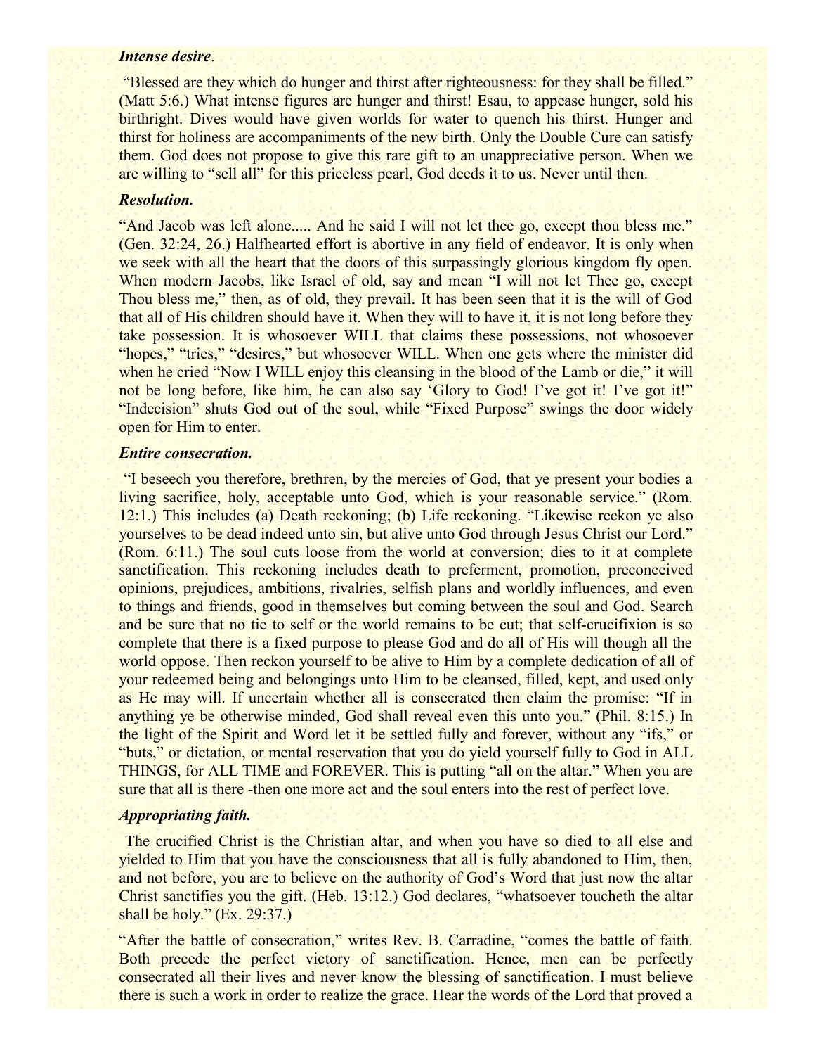***Intense desire***.

"Blessed are they which do hunger and thirst after righteousness: for they shall be filled." (Matt 5:6.) What intense figures are hunger and thirst! Esau, to appease hunger, sold his birthright. Dives would have given worlds for water to quench his thirst. Hunger and thirst for holiness are accompaniments of the new birth. Only the Double Cure can satisfy them. God does not propose to give this rare gift to an unappreciative person. When we are willing to "sell all" for this priceless pearl, God deeds it to us. Never until then.

***Resolution.***

"And Jacob was left alone..... And he said I will not let thee go, except thou bless me." (Gen. 32:24, 26.) Halfhearted effort is abortive in any field of endeavor. It is only when we seek with all the heart that the doors of this surpassingly glorious kingdom fly open. When modern Jacobs, like Israel of old, say and mean "I will not let Thee go, except Thou bless me," then, as of old, they prevail. It has been seen that it is the will of God that all of His children should have it. When they will to have it, it is not long before they take possession. It is whosoever WILL that claims these possessions, not whosoever "hopes," "tries," "desires," but whosoever WILL. When one gets where the minister did when he cried "Now I WILL enjoy this cleansing in the blood of the Lamb or die," it will not be long before, like him, he can also say 'Glory to God! I've got it! I've got it!" "Indecision" shuts God out of the soul, while "Fixed Purpose" swings the door widely open for Him to enter.

***Entire consecration.***

"I beseech you therefore, brethren, by the mercies of God, that ye present your bodies a living sacrifice, holy, acceptable unto God, which is your reasonable service." (Rom. 12:1.) This includes (a) Death reckoning; (b) Life reckoning. "Likewise reckon ye also yourselves to be dead indeed unto sin, but alive unto God through Jesus Christ our Lord." (Rom. 6:11.) The soul cuts loose from the world at conversion; dies to it at complete sanctification. This reckoning includes death to preferment, promotion, preconceived opinions, prejudices, ambitions, rivalries, selfish plans and worldly influences, and even to things and friends, good in themselves but coming between the soul and God. Search and be sure that no tie to self or the world remains to be cut; that self-crucifixion is so complete that there is a fixed purpose to please God and do all of His will though all the world oppose. Then reckon yourself to be alive to Him by a complete dedication of all of your redeemed being and belongings unto Him to be cleansed, filled, kept, and used only as He may will. If uncertain whether all is consecrated then claim the promise: "If in anything ye be otherwise minded, God shall reveal even this unto you." (Phil. 8:15.) In the light of the Spirit and Word let it be settled fully and forever, without any "ifs," or "buts," or dictation, or mental reservation that you do yield yourself fully to God in ALL THINGS, for ALL TIME and FOREVER. This is putting "all on the altar." When you are sure that all is there -then one more act and the soul enters into the rest of perfect love.

***Appropriating faith.***

The crucified Christ is the Christian altar, and when you have so died to all else and yielded to Him that you have the consciousness that all is fully abandoned to Him, then, and not before, you are to believe on the authority of God's Word that just now the altar Christ sanctifies you the gift. (Heb. 13:12.) God declares, "whatsoever toucheth the altar shall be holy." (Ex. 29:37.)

"After the battle of consecration," writes Rev. B. Carradine, "comes the battle of faith. Both precede the perfect victory of sanctification. Hence, men can be perfectly consecrated all their lives and never know the blessing of sanctification. I must believe there is such a work in order to realize the grace. Hear the words of the Lord that proved a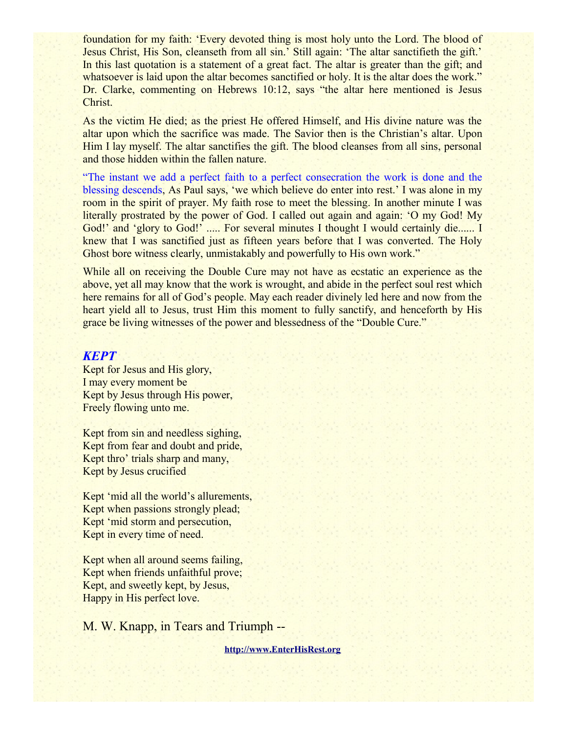foundation for my faith: 'Every devoted thing is most holy unto the Lord. The blood of Jesus Christ, His Son, cleanseth from all sin.' Still again: 'The altar sanctifieth the gift.' In this last quotation is a statement of a great fact. The altar is greater than the gift; and whatsoever is laid upon the altar becomes sanctified or holy. It is the altar does the work." Dr. Clarke, commenting on Hebrews 10:12, says "the altar here mentioned is Jesus Christ.

As the victim He died; as the priest He offered Himself, and His divine nature was the altar upon which the sacrifice was made. The Savior then is the Christian's altar. Upon Him I lay myself. The altar sanctifies the gift. The blood cleanses from all sins, personal and those hidden within the fallen nature.

"The instant we add a perfect faith to a perfect consecration the work is done and the blessing descends, As Paul says, 'we which believe do enter into rest.' I was alone in my room in the spirit of prayer. My faith rose to meet the blessing. In another minute I was literally prostrated by the power of God. I called out again and again: 'O my God! My God!' and 'glory to God!' ..... For several minutes I thought I would certainly die...... I knew that I was sanctified just as fifteen years before that I was converted. The Holy Ghost bore witness clearly, unmistakably and powerfully to His own work."

While all on receiving the Double Cure may not have as ecstatic an experience as the above, yet all may know that the work is wrought, and abide in the perfect soul rest which here remains for all of God's people. May each reader divinely led here and now from the heart yield all to Jesus, trust Him this moment to fully sanctify, and henceforth by His grace be living witnesses of the power and blessedness of the "Double Cure."

### *KEPT*

Kept for Jesus and His glory,
I may every moment be
Kept by Jesus through His power,
Freely flowing unto me.

Kept from sin and needless sighing,
Kept from fear and doubt and pride,
Kept thro' trials sharp and many,
Kept by Jesus crucified

Kept 'mid all the world's allurements,
Kept when passions strongly plead;
Kept 'mid storm and persecution,
Kept in every time of need.

Kept when all around seems failing,
Kept when friends unfaithful prove;
Kept, and sweetly kept, by Jesus,
Happy in His perfect love.

M. W. Knapp, in Tears and Triumph --

http://www.EnterHisRest.org